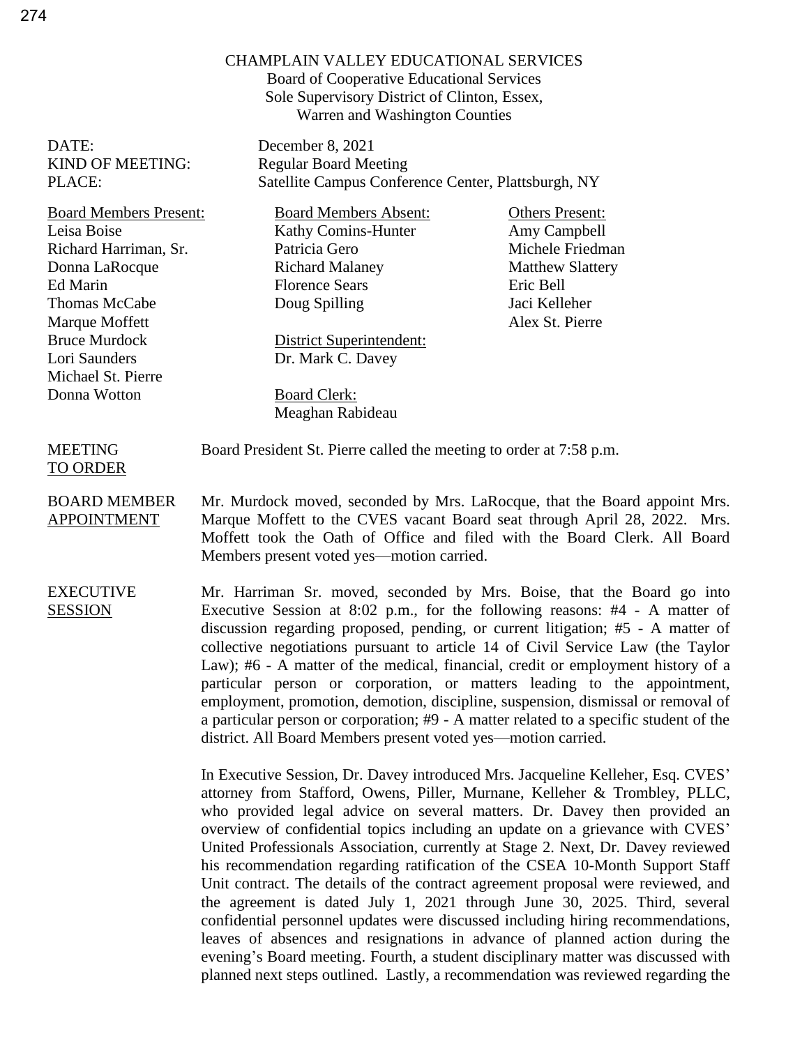CHAMPLAIN VALLEY EDUCATIONAL SERVICES
Board of Cooperative Educational Services
Sole Supervisory District of Clinton, Essex,
Warren and Washington Counties

DATE: December 8, 2021
KIND OF MEETING: Regular Board Meeting
PLACE: Satellite Campus Conference Center, Plattsburgh, NY

| Board Members Present: | Board Members Absent: | Others Present: |
|---|---|---|
| Leisa Boise | Kathy Comins-Hunter | Amy Campbell |
| Richard Harriman, Sr. | Patricia Gero | Michele Friedman |
| Donna LaRocque | Richard Malaney | Matthew Slattery |
| Ed Marin | Florence Sears | Eric Bell |
| Thomas McCabe | Doug Spilling | Jaci Kelleher |
| Marque Moffett | | Alex St. Pierre |
| Bruce Murdock | District Superintendent: | |
| Lori Saunders | Dr. Mark C. Davey | |
| Michael St. Pierre | | |
| Donna Wotton | Board Clerk: | |
| | Meaghan Rabideau | |

**MEETING TO ORDER**

Board President St. Pierre called the meeting to order at 7:58 p.m.

**BOARD MEMBER APPOINTMENT**

Mr. Murdock moved, seconded by Mrs. LaRocque, that the Board appoint Mrs. Marque Moffett to the CVES vacant Board seat through April 28, 2022. Mrs. Moffett took the Oath of Office and filed with the Board Clerk. All Board Members present voted yes—motion carried.

**EXECUTIVE SESSION**

Mr. Harriman Sr. moved, seconded by Mrs. Boise, that the Board go into Executive Session at 8:02 p.m., for the following reasons: #4 - A matter of discussion regarding proposed, pending, or current litigation; #5 - A matter of collective negotiations pursuant to article 14 of Civil Service Law (the Taylor Law); #6 - A matter of the medical, financial, credit or employment history of a particular person or corporation, or matters leading to the appointment, employment, promotion, demotion, discipline, suspension, dismissal or removal of a particular person or corporation; #9 - A matter related to a specific student of the district. All Board Members present voted yes—motion carried.

In Executive Session, Dr. Davey introduced Mrs. Jacqueline Kelleher, Esq. CVES' attorney from Stafford, Owens, Piller, Murnane, Kelleher & Trombley, PLLC, who provided legal advice on several matters. Dr. Davey then provided an overview of confidential topics including an update on a grievance with CVES' United Professionals Association, currently at Stage 2. Next, Dr. Davey reviewed his recommendation regarding ratification of the CSEA 10-Month Support Staff Unit contract. The details of the contract agreement proposal were reviewed, and the agreement is dated July 1, 2021 through June 30, 2025. Third, several confidential personnel updates were discussed including hiring recommendations, leaves of absences and resignations in advance of planned action during the evening's Board meeting. Fourth, a student disciplinary matter was discussed with planned next steps outlined. Lastly, a recommendation was reviewed regarding the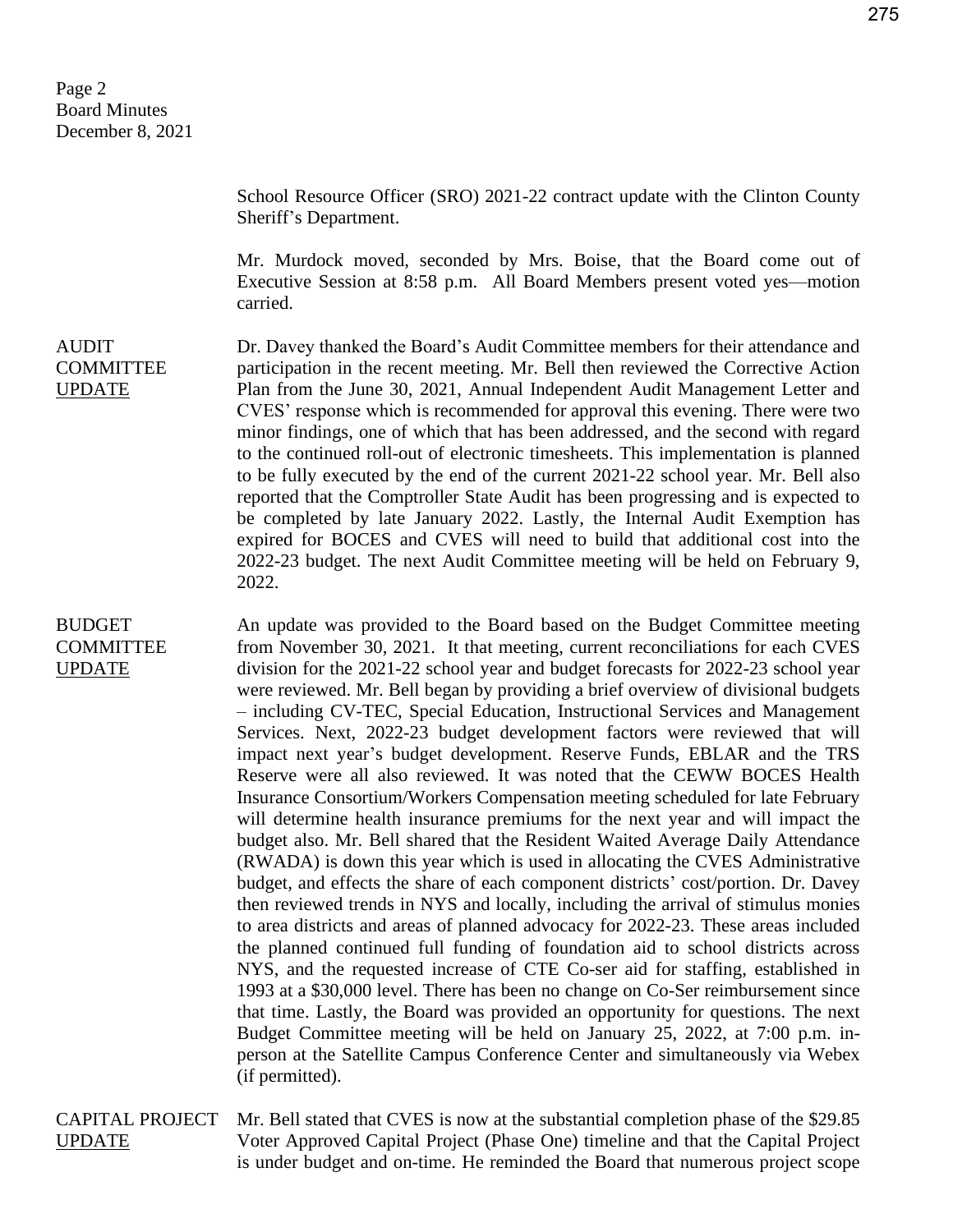School Resource Officer (SRO) 2021-22 contract update with the Clinton County Sheriff's Department.

Mr. Murdock moved, seconded by Mrs. Boise, that the Board come out of Executive Session at 8:58 p.m. All Board Members present voted yes—motion carried.

**AUDIT COMMITTEE UPDATE**

Dr. Davey thanked the Board's Audit Committee members for their attendance and participation in the recent meeting. Mr. Bell then reviewed the Corrective Action Plan from the June 30, 2021, Annual Independent Audit Management Letter and CVES' response which is recommended for approval this evening. There were two minor findings, one of which that has been addressed, and the second with regard to the continued roll-out of electronic timesheets. This implementation is planned to be fully executed by the end of the current 2021-22 school year. Mr. Bell also reported that the Comptroller State Audit has been progressing and is expected to be completed by late January 2022. Lastly, the Internal Audit Exemption has expired for BOCES and CVES will need to build that additional cost into the 2022-23 budget. The next Audit Committee meeting will be held on February 9, 2022.

**BUDGET COMMITTEE UPDATE**

An update was provided to the Board based on the Budget Committee meeting from November 30, 2021. It that meeting, current reconciliations for each CVES division for the 2021-22 school year and budget forecasts for 2022-23 school year were reviewed. Mr. Bell began by providing a brief overview of divisional budgets – including CV-TEC, Special Education, Instructional Services and Management Services. Next, 2022-23 budget development factors were reviewed that will impact next year's budget development. Reserve Funds, EBLAR and the TRS Reserve were all also reviewed. It was noted that the CEWW BOCES Health Insurance Consortium/Workers Compensation meeting scheduled for late February will determine health insurance premiums for the next year and will impact the budget also. Mr. Bell shared that the Resident Waited Average Daily Attendance (RWADA) is down this year which is used in allocating the CVES Administrative budget, and effects the share of each component districts' cost/portion. Dr. Davey then reviewed trends in NYS and locally, including the arrival of stimulus monies to area districts and areas of planned advocacy for 2022-23. These areas included the planned continued full funding of foundation aid to school districts across NYS, and the requested increase of CTE Co-ser aid for staffing, established in 1993 at a $30,000 level. There has been no change on Co-Ser reimbursement since that time. Lastly, the Board was provided an opportunity for questions. The next Budget Committee meeting will be held on January 25, 2022, at 7:00 p.m. in-person at the Satellite Campus Conference Center and simultaneously via Webex (if permitted).

**CAPITAL PROJECT UPDATE**

Mr. Bell stated that CVES is now at the substantial completion phase of the $29.85 Voter Approved Capital Project (Phase One) timeline and that the Capital Project is under budget and on-time. He reminded the Board that numerous project scope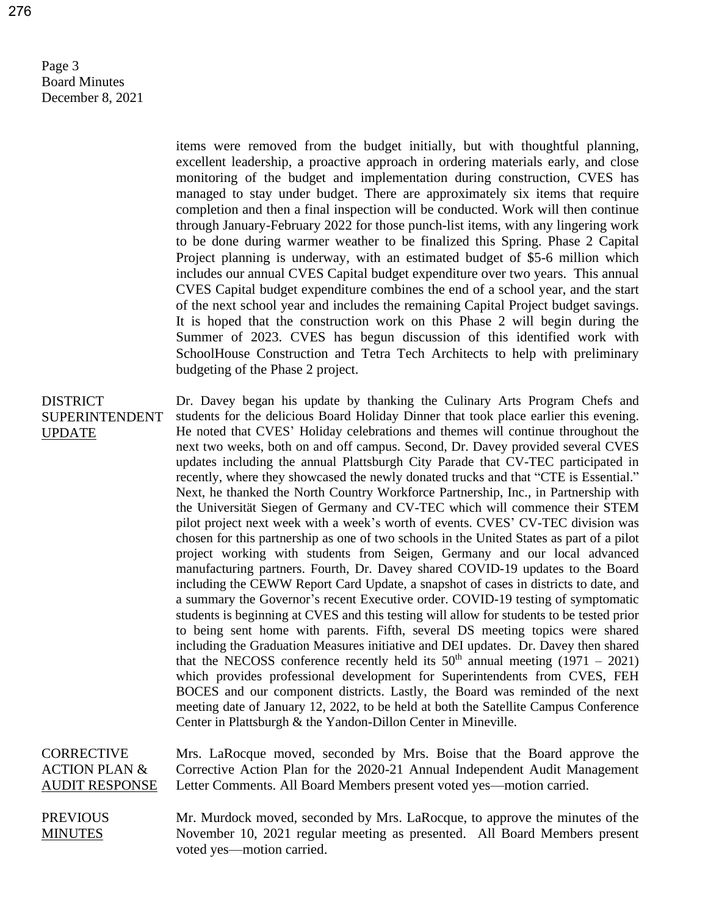items were removed from the budget initially, but with thoughtful planning, excellent leadership, a proactive approach in ordering materials early, and close monitoring of the budget and implementation during construction, CVES has managed to stay under budget. There are approximately six items that require completion and then a final inspection will be conducted. Work will then continue through January-February 2022 for those punch-list items, with any lingering work to be done during warmer weather to be finalized this Spring. Phase 2 Capital Project planning is underway, with an estimated budget of $5-6 million which includes our annual CVES Capital budget expenditure over two years. This annual CVES Capital budget expenditure combines the end of a school year, and the start of the next school year and includes the remaining Capital Project budget savings. It is hoped that the construction work on this Phase 2 will begin during the Summer of 2023. CVES has begun discussion of this identified work with SchoolHouse Construction and Tetra Tech Architects to help with preliminary budgeting of the Phase 2 project.

**DISTRICT SUPERINTENDENT UPDATE**

Dr. Davey began his update by thanking the Culinary Arts Program Chefs and students for the delicious Board Holiday Dinner that took place earlier this evening. He noted that CVES' Holiday celebrations and themes will continue throughout the next two weeks, both on and off campus. Second, Dr. Davey provided several CVES updates including the annual Plattsburgh City Parade that CV-TEC participated in recently, where they showcased the newly donated trucks and that "CTE is Essential." Next, he thanked the North Country Workforce Partnership, Inc., in Partnership with the Universität Siegen of Germany and CV-TEC which will commence their STEM pilot project next week with a week's worth of events. CVES' CV-TEC division was chosen for this partnership as one of two schools in the United States as part of a pilot project working with students from Seigen, Germany and our local advanced manufacturing partners. Fourth, Dr. Davey shared COVID-19 updates to the Board including the CEWW Report Card Update, a snapshot of cases in districts to date, and a summary the Governor's recent Executive order. COVID-19 testing of symptomatic students is beginning at CVES and this testing will allow for students to be tested prior to being sent home with parents. Fifth, several DS meeting topics were shared including the Graduation Measures initiative and DEI updates. Dr. Davey then shared that the NECOSS conference recently held its 50th annual meeting (1971 – 2021) which provides professional development for Superintendents from CVES, FEH BOCES and our component districts. Lastly, the Board was reminded of the next meeting date of January 12, 2022, to be held at both the Satellite Campus Conference Center in Plattsburgh & the Yandon-Dillon Center in Mineville.

**CORRECTIVE ACTION PLAN & AUDIT RESPONSE**

Mrs. LaRocque moved, seconded by Mrs. Boise that the Board approve the Corrective Action Plan for the 2020-21 Annual Independent Audit Management Letter Comments. All Board Members present voted yes—motion carried.

**PREVIOUS MINUTES**

Mr. Murdock moved, seconded by Mrs. LaRocque, to approve the minutes of the November 10, 2021 regular meeting as presented. All Board Members present voted yes—motion carried.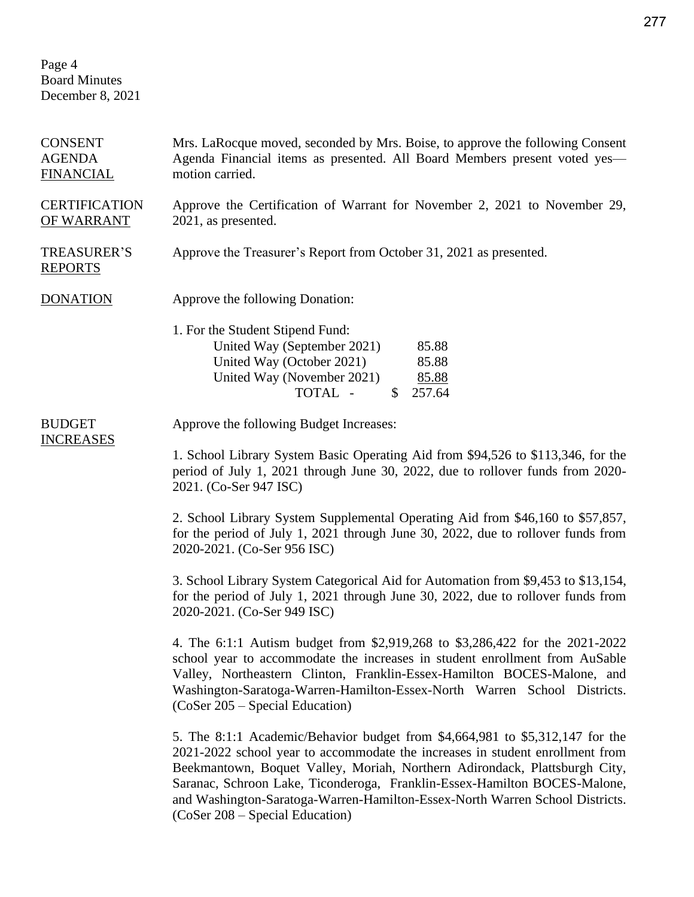Page 4
Board Minutes
December 8, 2021

**CONSENT AGENDA FINANCIAL**

Mrs. LaRocque moved, seconded by Mrs. Boise, to approve the following Consent Agenda Financial items as presented. All Board Members present voted yes—motion carried.

**CERTIFICATION OF WARRANT**

Approve the Certification of Warrant for November 2, 2021 to November 29, 2021, as presented.

**TREASURER'S REPORTS**

Approve the Treasurer's Report from October 31, 2021 as presented.

**DONATION**

Approve the following Donation:

1. For the Student Stipend Fund:

| | |
|---|---|
| United Way (September 2021) | 85.88 |
| United Way (October 2021) | 85.88 |
| United Way (November 2021) | 85.88 |
| TOTAL - | $ 257.64 |

**BUDGET INCREASES**

Approve the following Budget Increases:

1. School Library System Basic Operating Aid from $94,526 to $113,346, for the period of July 1, 2021 through June 30, 2022, due to rollover funds from 2020-2021. (Co-Ser 947 ISC)

2. School Library System Supplemental Operating Aid from $46,160 to $57,857, for the period of July 1, 2021 through June 30, 2022, due to rollover funds from 2020-2021. (Co-Ser 956 ISC)

3. School Library System Categorical Aid for Automation from $9,453 to $13,154, for the period of July 1, 2021 through June 30, 2022, due to rollover funds from 2020-2021. (Co-Ser 949 ISC)

4. The 6:1:1 Autism budget from $2,919,268 to $3,286,422 for the 2021-2022 school year to accommodate the increases in student enrollment from AuSable Valley, Northeastern Clinton, Franklin-Essex-Hamilton BOCES-Malone, and Washington-Saratoga-Warren-Hamilton-Essex-North Warren School Districts. (CoSer 205 – Special Education)

5. The 8:1:1 Academic/Behavior budget from $4,664,981 to $5,312,147 for the 2021-2022 school year to accommodate the increases in student enrollment from Beekmantown, Boquet Valley, Moriah, Northern Adirondack, Plattsburgh City, Saranac, Schroon Lake, Ticonderoga, Franklin-Essex-Hamilton BOCES-Malone, and Washington-Saratoga-Warren-Hamilton-Essex-North Warren School Districts. (CoSer 208 – Special Education)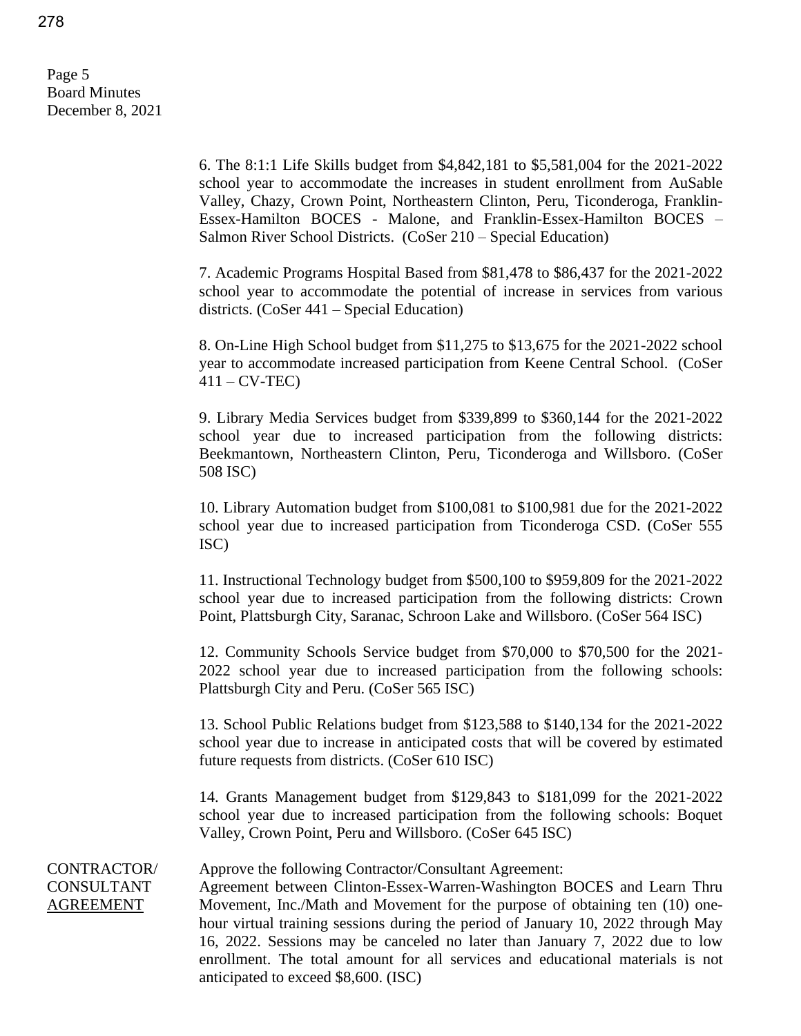6. The 8:1:1 Life Skills budget from $4,842,181 to $5,581,004 for the 2021-2022 school year to accommodate the increases in student enrollment from AuSable Valley, Chazy, Crown Point, Northeastern Clinton, Peru, Ticonderoga, Franklin-Essex-Hamilton BOCES - Malone, and Franklin-Essex-Hamilton BOCES – Salmon River School Districts. (CoSer 210 – Special Education)

7. Academic Programs Hospital Based from $81,478 to $86,437 for the 2021-2022 school year to accommodate the potential of increase in services from various districts. (CoSer 441 – Special Education)

8. On-Line High School budget from $11,275 to $13,675 for the 2021-2022 school year to accommodate increased participation from Keene Central School. (CoSer 411 – CV-TEC)

9. Library Media Services budget from $339,899 to $360,144 for the 2021-2022 school year due to increased participation from the following districts: Beekmantown, Northeastern Clinton, Peru, Ticonderoga and Willsboro. (CoSer 508 ISC)

10. Library Automation budget from $100,081 to $100,981 due for the 2021-2022 school year due to increased participation from Ticonderoga CSD. (CoSer 555 ISC)

11. Instructional Technology budget from $500,100 to $959,809 for the 2021-2022 school year due to increased participation from the following districts: Crown Point, Plattsburgh City, Saranac, Schroon Lake and Willsboro. (CoSer 564 ISC)

12. Community Schools Service budget from $70,000 to $70,500 for the 2021-2022 school year due to increased participation from the following schools: Plattsburgh City and Peru. (CoSer 565 ISC)

13. School Public Relations budget from $123,588 to $140,134 for the 2021-2022 school year due to increase in anticipated costs that will be covered by estimated future requests from districts. (CoSer 610 ISC)

14. Grants Management budget from $129,843 to $181,099 for the 2021-2022 school year due to increased participation from the following schools: Boquet Valley, Crown Point, Peru and Willsboro. (CoSer 645 ISC)

CONTRACTOR/ CONSULTANT <u>AGREEMENT</u>

Approve the following Contractor/Consultant Agreement:
Agreement between Clinton-Essex-Warren-Washington BOCES and Learn Thru Movement, Inc./Math and Movement for the purpose of obtaining ten (10) one-hour virtual training sessions during the period of January 10, 2022 through May 16, 2022. Sessions may be canceled no later than January 7, 2022 due to low enrollment. The total amount for all services and educational materials is not anticipated to exceed $8,600. (ISC)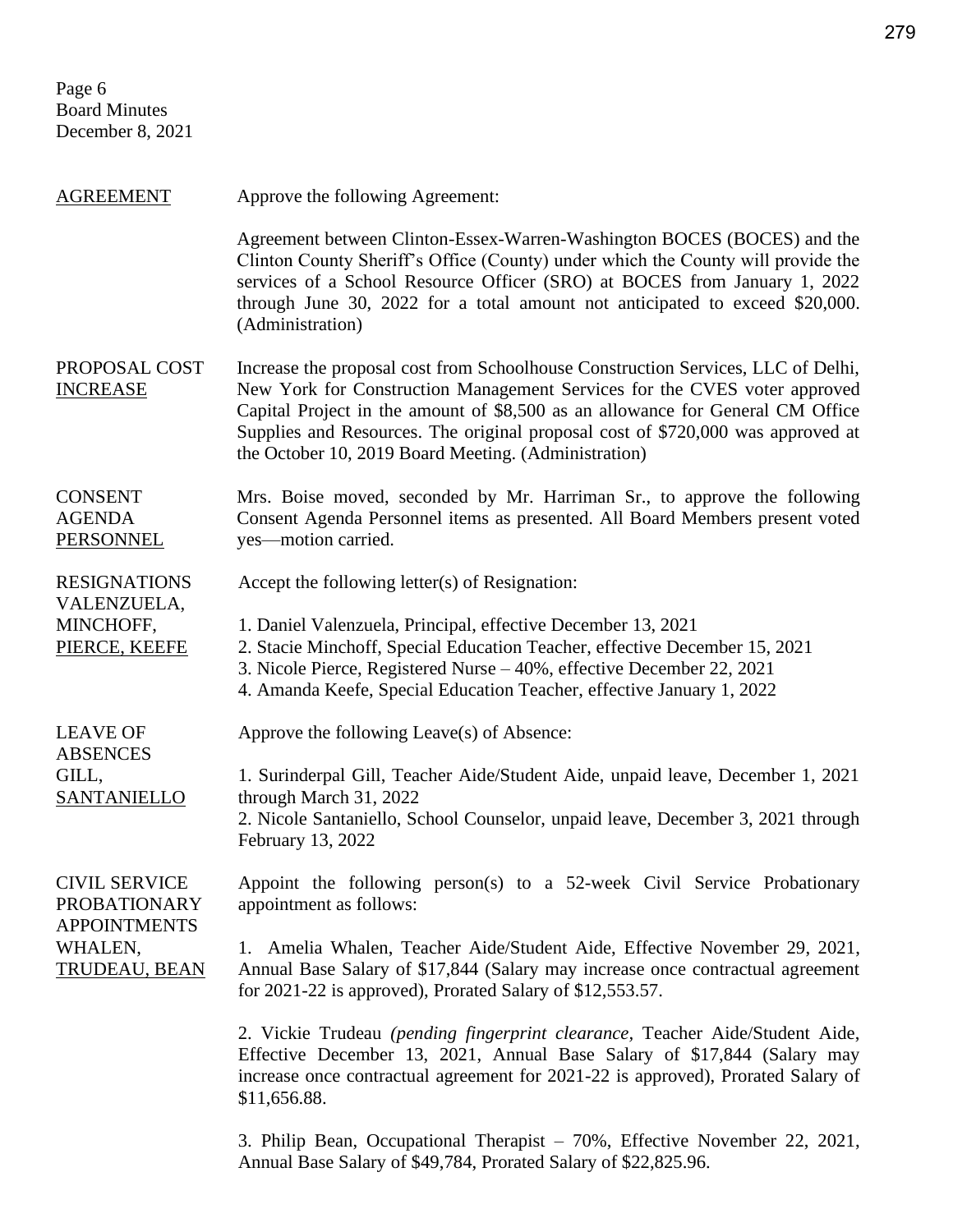Page 6
Board Minutes
December 8, 2021

**AGREEMENT**

Approve the following Agreement:

Agreement between Clinton-Essex-Warren-Washington BOCES (BOCES) and the Clinton County Sheriff's Office (County) under which the County will provide the services of a School Resource Officer (SRO) at BOCES from January 1, 2022 through June 30, 2022 for a total amount not anticipated to exceed $20,000. (Administration)

**PROPOSAL COST INCREASE**

Increase the proposal cost from Schoolhouse Construction Services, LLC of Delhi, New York for Construction Management Services for the CVES voter approved Capital Project in the amount of $8,500 as an allowance for General CM Office Supplies and Resources. The original proposal cost of $720,000 was approved at the October 10, 2019 Board Meeting. (Administration)

**CONSENT AGENDA PERSONNEL**

Mrs. Boise moved, seconded by Mr. Harriman Sr., to approve the following Consent Agenda Personnel items as presented. All Board Members present voted yes—motion carried.

**RESIGNATIONS VALENZUELA, MINCHOFF, PIERCE, KEEFE**

Accept the following letter(s) of Resignation:

1. Daniel Valenzuela, Principal, effective December 13, 2021
2. Stacie Minchoff, Special Education Teacher, effective December 15, 2021
3. Nicole Pierce, Registered Nurse – 40%, effective December 22, 2021
4. Amanda Keefe, Special Education Teacher, effective January 1, 2022

**LEAVE OF ABSENCES GILL, SANTANIELLO**

Approve the following Leave(s) of Absence:

1. Surinderpal Gill, Teacher Aide/Student Aide, unpaid leave, December 1, 2021 through March 31, 2022
2. Nicole Santaniello, School Counselor, unpaid leave, December 3, 2021 through February 13, 2022

**CIVIL SERVICE PROBATIONARY APPOINTMENTS WHALEN, TRUDEAU, BEAN**

Appoint the following person(s) to a 52-week Civil Service Probationary appointment as follows:

1. Amelia Whalen, Teacher Aide/Student Aide, Effective November 29, 2021, Annual Base Salary of $17,844 (Salary may increase once contractual agreement for 2021-22 is approved), Prorated Salary of $12,553.57.

2. Vickie Trudeau *(pending fingerprint clearance,* Teacher Aide/Student Aide, Effective December 13, 2021, Annual Base Salary of $17,844 (Salary may increase once contractual agreement for 2021-22 is approved), Prorated Salary of $11,656.88.

3. Philip Bean, Occupational Therapist – 70%, Effective November 22, 2021, Annual Base Salary of $49,784, Prorated Salary of $22,825.96.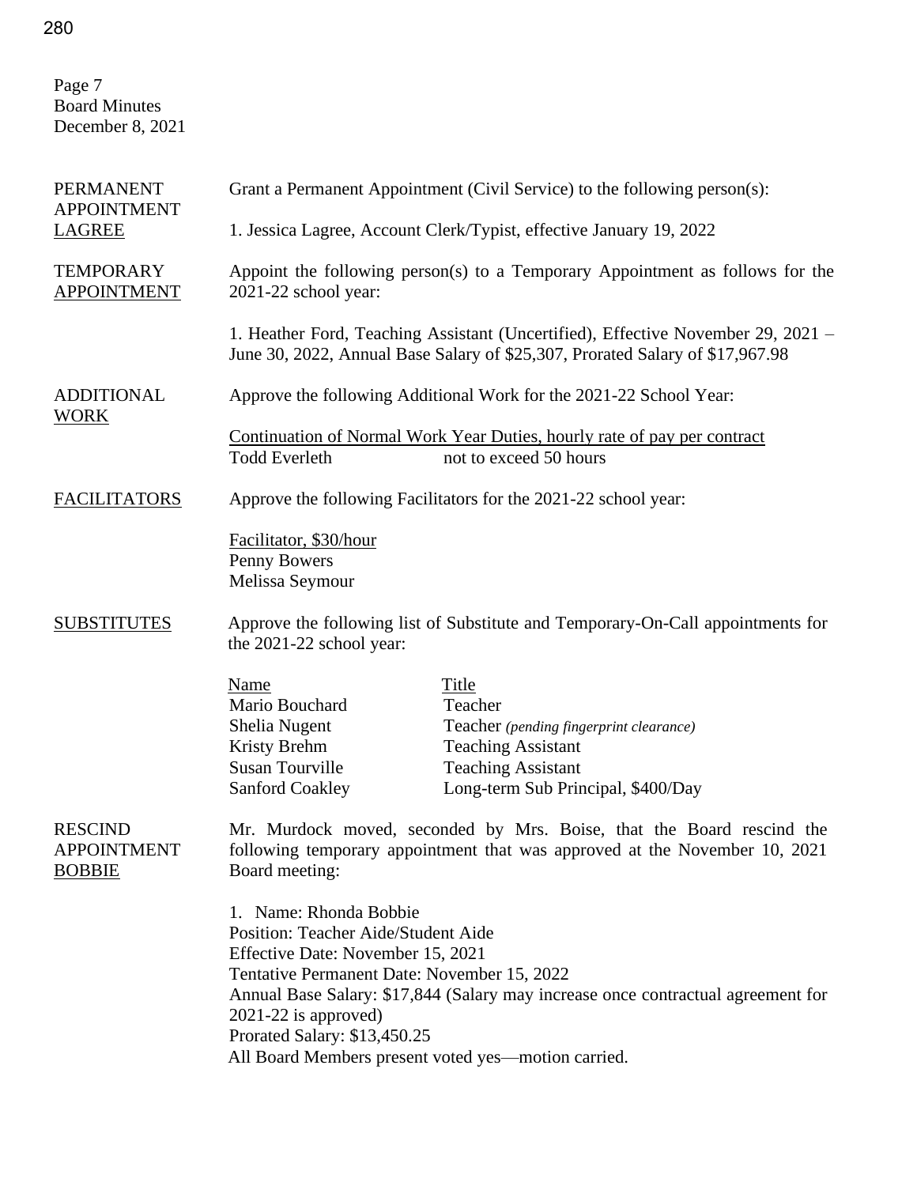Page 7
Board Minutes
December 8, 2021

**PERMANENT APPOINTMENT LAGREE**

Grant a Permanent Appointment (Civil Service) to the following person(s):

1. Jessica Lagree, Account Clerk/Typist, effective January 19, 2022

**TEMPORARY APPOINTMENT**

Appoint the following person(s) to a Temporary Appointment as follows for the 2021-22 school year:

1. Heather Ford, Teaching Assistant (Uncertified), Effective November 29, 2021 – June 30, 2022, Annual Base Salary of $25,307, Prorated Salary of $17,967.98

**ADDITIONAL WORK**

Approve the following Additional Work for the 2021-22 School Year:

Continuation of Normal Work Year Duties, hourly rate of pay per contract

| | |
|---|---|
| Todd Everleth | not to exceed 50 hours |

**FACILITATORS**

Approve the following Facilitators for the 2021-22 school year:

Facilitator, $30/hour
Penny Bowers
Melissa Seymour

**SUBSTITUTES**

Approve the following list of Substitute and Temporary-On-Call appointments for the 2021-22 school year:

| Name | Title |
|---|---|
| Mario Bouchard | Teacher |
| Shelia Nugent | Teacher *(pending fingerprint clearance)* |
| Kristy Brehm | Teaching Assistant |
| Susan Tourville | Teaching Assistant |
| Sanford Coakley | Long-term Sub Principal, $400/Day |

**RESCIND APPOINTMENT BOBBIE**

Mr. Murdock moved, seconded by Mrs. Boise, that the Board rescind the following temporary appointment that was approved at the November 10, 2021 Board meeting:

1. Name: Rhonda Bobbie
Position: Teacher Aide/Student Aide
Effective Date: November 15, 2021
Tentative Permanent Date: November 15, 2022
Annual Base Salary: $17,844 (Salary may increase once contractual agreement for 2021-22 is approved)
Prorated Salary: $13,450.25

All Board Members present voted yes—motion carried.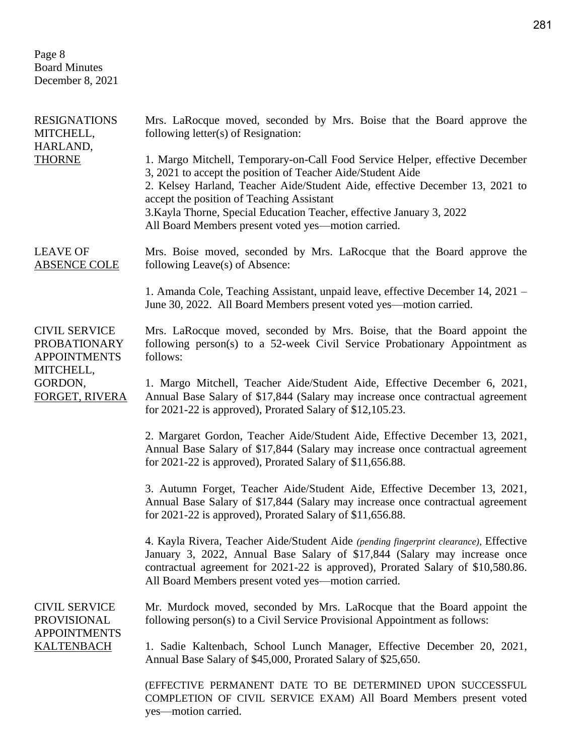Page 8
Board Minutes
December 8, 2021

**RESIGNATIONS MITCHELL, HARLAND, THORNE**

Mrs. LaRocque moved, seconded by Mrs. Boise that the Board approve the following letter(s) of Resignation:

1. Margo Mitchell, Temporary-on-Call Food Service Helper, effective December 3, 2021 to accept the position of Teacher Aide/Student Aide
2. Kelsey Harland, Teacher Aide/Student Aide, effective December 13, 2021 to accept the position of Teaching Assistant
3.Kayla Thorne, Special Education Teacher, effective January 3, 2022

All Board Members present voted yes—motion carried.

**LEAVE OF ABSENCE COLE**

Mrs. Boise moved, seconded by Mrs. LaRocque that the Board approve the following Leave(s) of Absence:

1. Amanda Cole, Teaching Assistant, unpaid leave, effective December 14, 2021 – June 30, 2022. All Board Members present voted yes—motion carried.

**CIVIL SERVICE PROBATIONARY APPOINTMENTS MITCHELL, GORDON, FORGET, RIVERA**

Mrs. LaRocque moved, seconded by Mrs. Boise, that the Board appoint the following person(s) to a 52-week Civil Service Probationary Appointment as follows:

1. Margo Mitchell, Teacher Aide/Student Aide, Effective December 6, 2021, Annual Base Salary of $17,844 (Salary may increase once contractual agreement for 2021-22 is approved), Prorated Salary of $12,105.23.

2. Margaret Gordon, Teacher Aide/Student Aide, Effective December 13, 2021, Annual Base Salary of $17,844 (Salary may increase once contractual agreement for 2021-22 is approved), Prorated Salary of $11,656.88.

3. Autumn Forget, Teacher Aide/Student Aide, Effective December 13, 2021, Annual Base Salary of $17,844 (Salary may increase once contractual agreement for 2021-22 is approved), Prorated Salary of $11,656.88.

4. Kayla Rivera, Teacher Aide/Student Aide *(pending fingerprint clearance)*, Effective January 3, 2022, Annual Base Salary of $17,844 (Salary may increase once contractual agreement for 2021-22 is approved), Prorated Salary of $10,580.86. All Board Members present voted yes—motion carried.

**CIVIL SERVICE PROVISIONAL APPOINTMENTS KALTENBACH**

Mr. Murdock moved, seconded by Mrs. LaRocque that the Board appoint the following person(s) to a Civil Service Provisional Appointment as follows:

1. Sadie Kaltenbach, School Lunch Manager, Effective December 20, 2021, Annual Base Salary of $45,000, Prorated Salary of $25,650.

(EFFECTIVE PERMANENT DATE TO BE DETERMINED UPON SUCCESSFUL COMPLETION OF CIVIL SERVICE EXAM) All Board Members present voted yes—motion carried.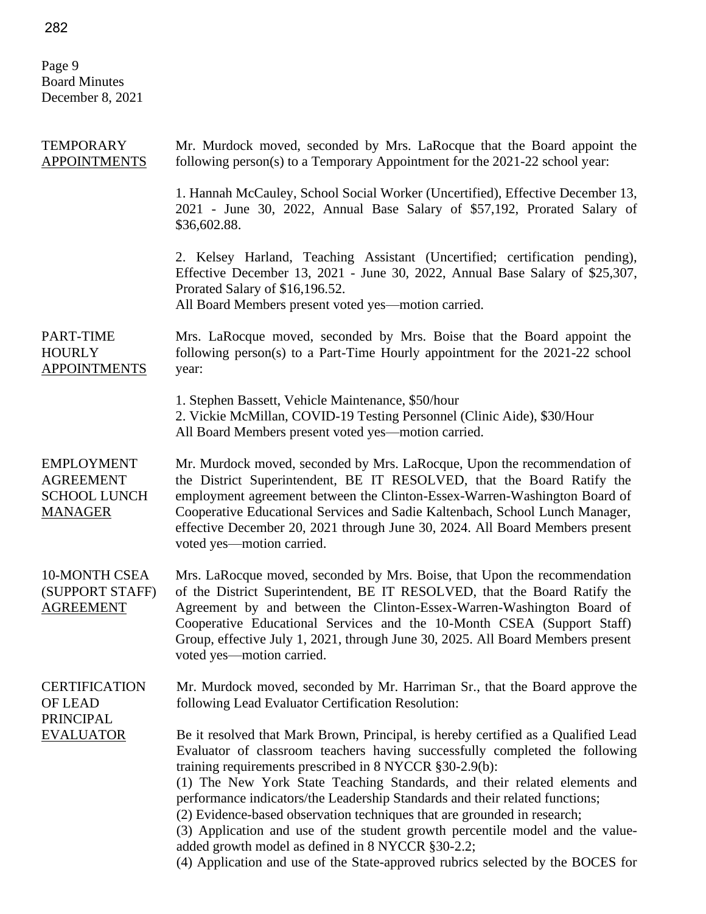**TEMPORARY APPOINTMENTS**

Mr. Murdock moved, seconded by Mrs. LaRocque that the Board appoint the following person(s) to a Temporary Appointment for the 2021-22 school year:

1. Hannah McCauley, School Social Worker (Uncertified), Effective December 13, 2021 - June 30, 2022, Annual Base Salary of $57,192, Prorated Salary of $36,602.88.

2. Kelsey Harland, Teaching Assistant (Uncertified; certification pending), Effective December 13, 2021 - June 30, 2022, Annual Base Salary of $25,307, Prorated Salary of $16,196.52.
All Board Members present voted yes—motion carried.

**PART-TIME HOURLY APPOINTMENTS**

Mrs. LaRocque moved, seconded by Mrs. Boise that the Board appoint the following person(s) to a Part-Time Hourly appointment for the 2021-22 school year:

1. Stephen Bassett, Vehicle Maintenance, $50/hour
2. Vickie McMillan, COVID-19 Testing Personnel (Clinic Aide), $30/Hour

All Board Members present voted yes—motion carried.

**EMPLOYMENT AGREEMENT SCHOOL LUNCH MANAGER**

Mr. Murdock moved, seconded by Mrs. LaRocque, Upon the recommendation of the District Superintendent, BE IT RESOLVED, that the Board Ratify the employment agreement between the Clinton-Essex-Warren-Washington Board of Cooperative Educational Services and Sadie Kaltenbach, School Lunch Manager, effective December 20, 2021 through June 30, 2024. All Board Members present voted yes—motion carried.

**10-MONTH CSEA (SUPPORT STAFF) AGREEMENT**

Mrs. LaRocque moved, seconded by Mrs. Boise, that Upon the recommendation of the District Superintendent, BE IT RESOLVED, that the Board Ratify the Agreement by and between the Clinton-Essex-Warren-Washington Board of Cooperative Educational Services and the 10-Month CSEA (Support Staff) Group, effective July 1, 2021, through June 30, 2025. All Board Members present voted yes—motion carried.

**CERTIFICATION OF LEAD PRINCIPAL EVALUATOR**

Mr. Murdock moved, seconded by Mr. Harriman Sr., that the Board approve the following Lead Evaluator Certification Resolution:

Be it resolved that Mark Brown, Principal, is hereby certified as a Qualified Lead Evaluator of classroom teachers having successfully completed the following training requirements prescribed in 8 NYCCR §30-2.9(b):
(1) The New York State Teaching Standards, and their related elements and performance indicators/the Leadership Standards and their related functions;
(2) Evidence-based observation techniques that are grounded in research;
(3) Application and use of the student growth percentile model and the value-added growth model as defined in 8 NYCCR §30-2.2;
(4) Application and use of the State-approved rubrics selected by the BOCES for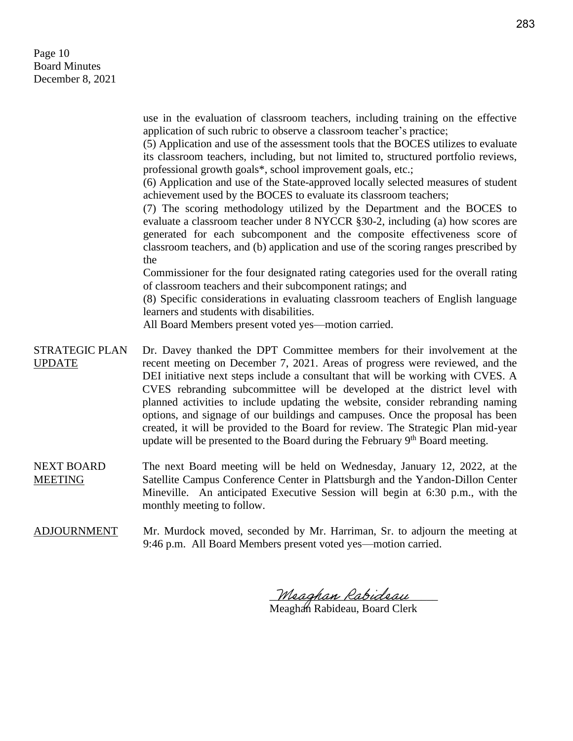use in the evaluation of classroom teachers, including training on the effective application of such rubric to observe a classroom teacher's practice;

(5) Application and use of the assessment tools that the BOCES utilizes to evaluate its classroom teachers, including, but not limited to, structured portfolio reviews, professional growth goals*, school improvement goals, etc.;

(6) Application and use of the State-approved locally selected measures of student achievement used by the BOCES to evaluate its classroom teachers;

(7) The scoring methodology utilized by the Department and the BOCES to evaluate a classroom teacher under 8 NYCCR §30-2, including (a) how scores are generated for each subcomponent and the composite effectiveness score of classroom teachers, and (b) application and use of the scoring ranges prescribed by the Commissioner for the four designated rating categories used for the overall rating of classroom teachers and their subcomponent ratings; and

(8) Specific considerations in evaluating classroom teachers of English language learners and students with disabilities.

All Board Members present voted yes—motion carried.

**STRATEGIC PLAN UPDATE**

Dr. Davey thanked the DPT Committee members for their involvement at the recent meeting on December 7, 2021. Areas of progress were reviewed, and the DEI initiative next steps include a consultant that will be working with CVES. A CVES rebranding subcommittee will be developed at the district level with planned activities to include updating the website, consider rebranding naming options, and signage of our buildings and campuses. Once the proposal has been created, it will be provided to the Board for review. The Strategic Plan mid-year update will be presented to the Board during the February 9th Board meeting.

**NEXT BOARD MEETING**

The next Board meeting will be held on Wednesday, January 12, 2022, at the Satellite Campus Conference Center in Plattsburgh and the Yandon-Dillon Center Mineville. An anticipated Executive Session will begin at 6:30 p.m., with the monthly meeting to follow.

**ADJOURNMENT**

Mr. Murdock moved, seconded by Mr. Harriman, Sr. to adjourn the meeting at 9:46 p.m. All Board Members present voted yes—motion carried.

Meaghan Rabideau

Meaghan Rabideau, Board Clerk